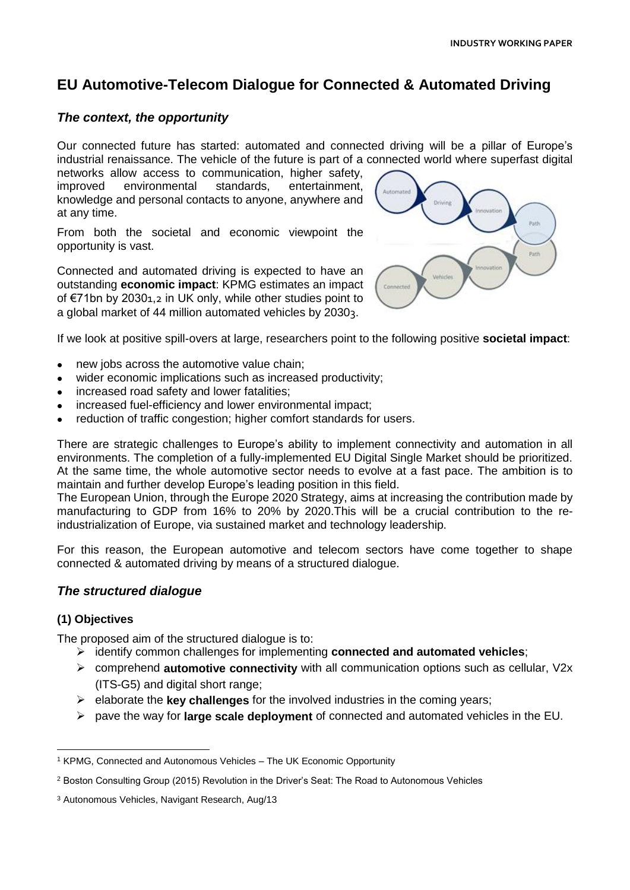# EU Automotive-Telecom Dialogue for Connected & Automated Driving

## *The context, the opportunity*

Our connected future has started: automated and connected driving will be a pillar of Europe's industrial renaissance. The vehicle of the future is part of a connected world where superfast digital networks allow access to communication, higher safety, improved environmental standards, entertainment, knowledge and personal contacts to anyone, anywhere and at any time.

Automated
Driving
Innovation
Path
Connected
Vehicles
Innovation
Path

From both the societal and economic viewpoint the opportunity is vast.

Connected and automated driving is expected to have an outstanding **economic impact**: KPMG estimates an impact of €71bn by 2030[1,2] in UK only, while other studies point to a global market of 44 million automated vehicles by 2030[3].

If we look at positive spill-overs at large, researchers point to the following positive **societal impact**:

- new jobs across the automotive value chain;
- wider economic implications such as increased productivity;
- increased road safety and lower fatalities;
- increased fuel-efficiency and lower environmental impact;
- reduction of traffic congestion; higher comfort standards for users.

There are strategic challenges to Europe's ability to implement connectivity and automation in all environments. The completion of a fully-implemented EU Digital Single Market should be prioritized. At the same time, the whole automotive sector needs to evolve at a fast pace. The ambition is to maintain and further develop Europe's leading position in this field.
The European Union, through the Europe 2020 Strategy, aims at increasing the contribution made by manufacturing to GDP from 16% to 20% by 2020.This will be a crucial contribution to the re-industrialization of Europe, via sustained market and technology leadership.

For this reason, the European automotive and telecom sectors have come together to shape connected & automated driving by means of a structured dialogue.

## *The structured dialogue*

### (1) Objectives

The proposed aim of the structured dialogue is to:

- identify common challenges for implementing **connected and automated vehicles**;
- comprehend **automotive connectivity** with all communication options such as cellular, V2x (ITS-G5) and digital short range;
- elaborate the **key challenges** for the involved industries in the coming years;
- pave the way for **large scale deployment** of connected and automated vehicles in the EU.

---

[1] KPMG, Connected and Autonomous Vehicles – The UK Economic Opportunity

[2] Boston Consulting Group (2015) Revolution in the Driver's Seat: The Road to Autonomous Vehicles

[3] Autonomous Vehicles, Navigant Research, Aug/13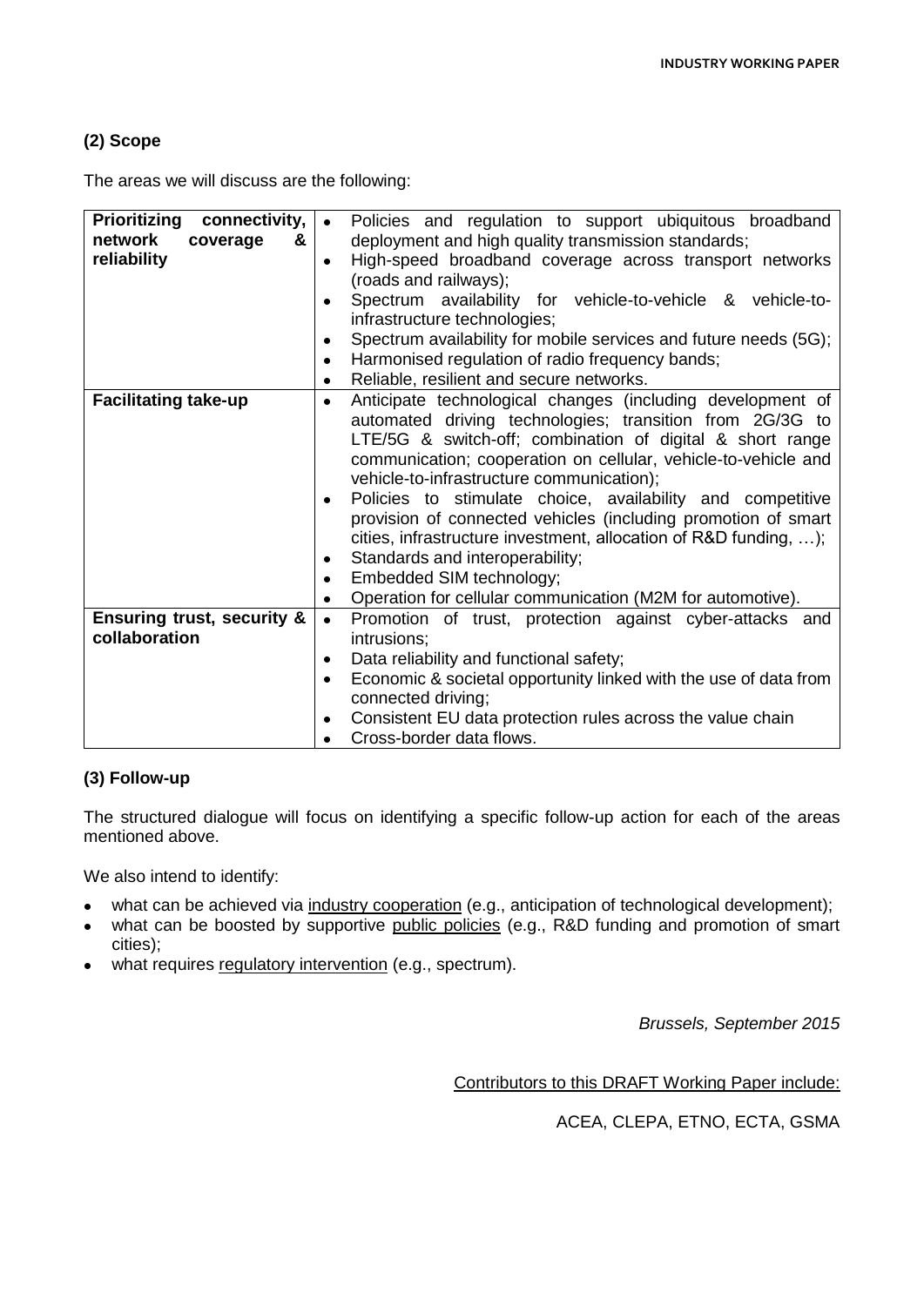### (2) Scope

The areas we will discuss are the following:

| | |
|---|---|
| **Prioritizing connectivity, network coverage & reliability** | • Policies and regulation to support ubiquitous broadband deployment and high quality transmission standards;<br>• High-speed broadband coverage across transport networks (roads and railways);<br>• Spectrum availability for vehicle-to-vehicle & vehicle-to-infrastructure technologies;<br>• Spectrum availability for mobile services and future needs (5G);<br>• Harmonised regulation of radio frequency bands;<br>• Reliable, resilient and secure networks. |
| **Facilitating take-up** | • Anticipate technological changes (including development of automated driving technologies; transition from 2G/3G to LTE/5G & switch-off; combination of digital & short range communication; cooperation on cellular, vehicle-to-vehicle and vehicle-to-infrastructure communication);<br>• Policies to stimulate choice, availability and competitive provision of connected vehicles (including promotion of smart cities, infrastructure investment, allocation of R&D funding, …);<br>• Standards and interoperability;<br>• Embedded SIM technology;<br>• Operation for cellular communication (M2M for automotive). |
| **Ensuring trust, security & collaboration** | • Promotion of trust, protection against cyber-attacks and intrusions;<br>• Data reliability and functional safety;<br>• Economic & societal opportunity linked with the use of data from connected driving;<br>• Consistent EU data protection rules across the value chain<br>• Cross-border data flows. |

### (3) Follow-up

The structured dialogue will focus on identifying a specific follow-up action for each of the areas mentioned above.

We also intend to identify:

- what can be achieved via industry cooperation (e.g., anticipation of technological development);
- what can be boosted by supportive public policies (e.g., R&D funding and promotion of smart cities);
- what requires regulatory intervention (e.g., spectrum).

*Brussels, September 2015*

Contributors to this DRAFT Working Paper include:

ACEA, CLEPA, ETNO, ECTA, GSMA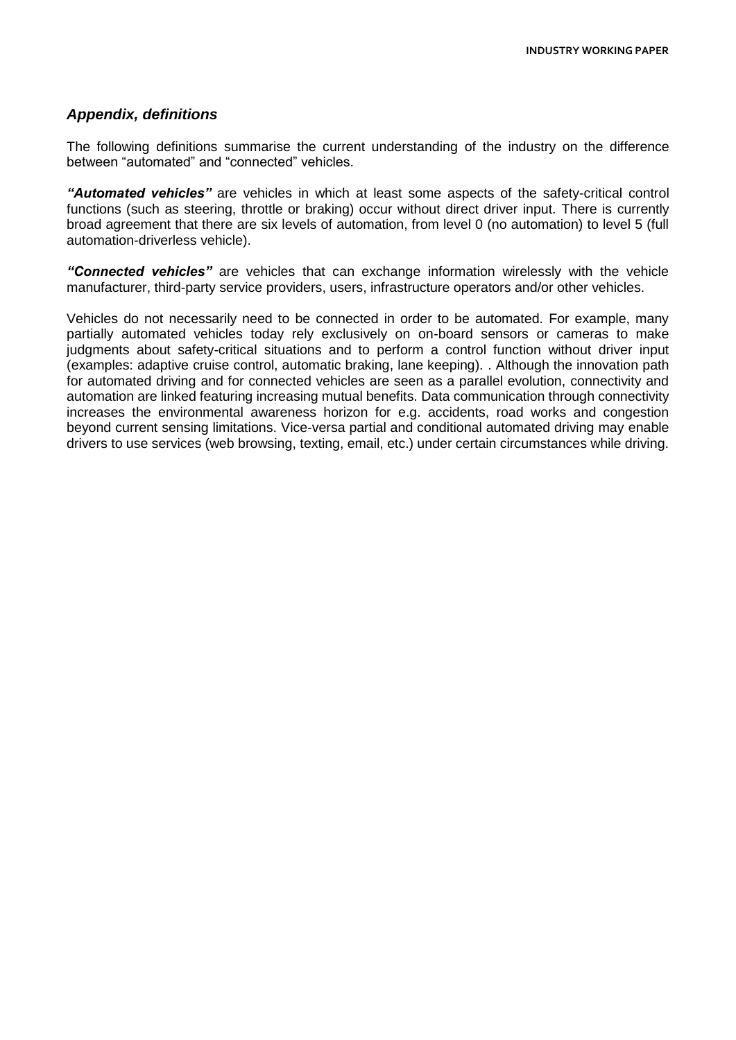## *Appendix, definitions*

The following definitions summarise the current understanding of the industry on the difference between "automated" and "connected" vehicles.

***"Automated vehicles"*** are vehicles in which at least some aspects of the safety-critical control functions (such as steering, throttle or braking) occur without direct driver input. There is currently broad agreement that there are six levels of automation, from level 0 (no automation) to level 5 (full automation-driverless vehicle).

***"Connected vehicles"*** are vehicles that can exchange information wirelessly with the vehicle manufacturer, third-party service providers, users, infrastructure operators and/or other vehicles.

Vehicles do not necessarily need to be connected in order to be automated. For example, many partially automated vehicles today rely exclusively on on-board sensors or cameras to make judgments about safety-critical situations and to perform a control function without driver input (examples: adaptive cruise control, automatic braking, lane keeping). . Although the innovation path for automated driving and for connected vehicles are seen as a parallel evolution, connectivity and automation are linked featuring increasing mutual benefits. Data communication through connectivity increases the environmental awareness horizon for e.g. accidents, road works and congestion beyond current sensing limitations. Vice-versa partial and conditional automated driving may enable drivers to use services (web browsing, texting, email, etc.) under certain circumstances while driving.